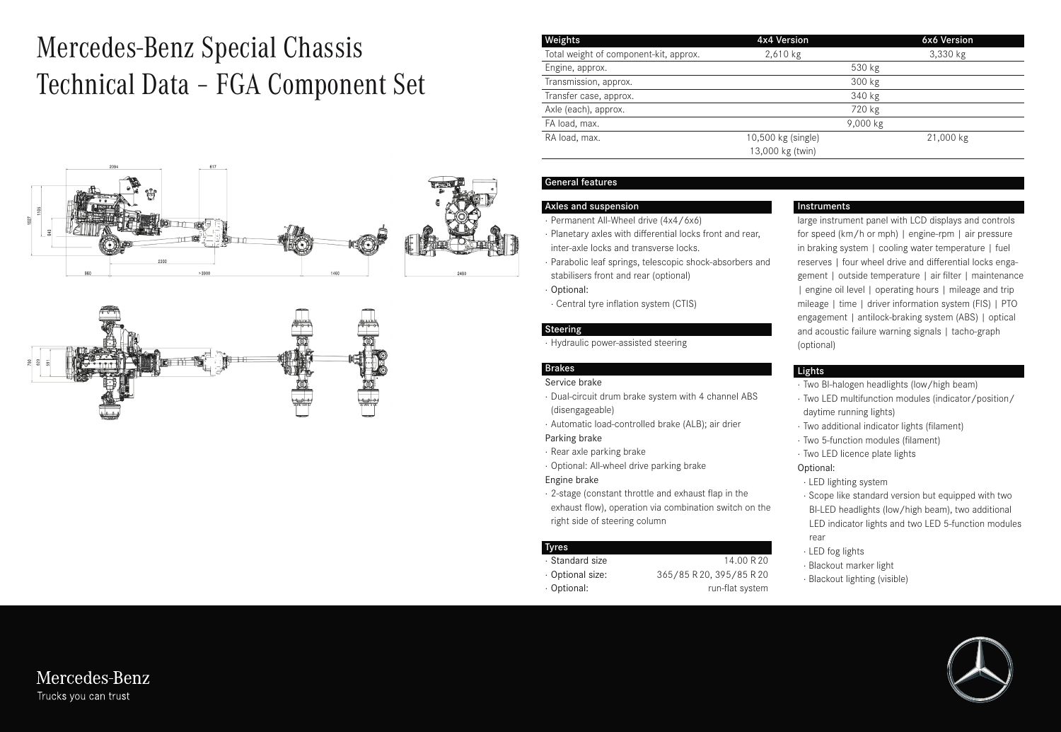# Mercedes-Benz Special Chassis Technical Data – FGA Component Set

| Weights | 4x4 Version | 6x6 Version |
|---|---|---|
| Total weight of component-kit, approx. | 2,610 kg | 3,330 kg |
| Engine, approx. | 530 kg | |
| Transmission, approx. | 300 kg | |
| Transfer case, approx. | 340 kg | |
| Axle (each), approx. | 720 kg | |
| FA load, max. | 9,000 kg | |
| RA load, max. | 10,500 kg (single)<br>13,000 kg (twin) | 21,000 kg |

## General features

### Axles and suspension

- Permanent All-Wheel drive (4x4/6x6)
- Planetary axles with differential locks front and rear, inter-axle locks and transverse locks.
- Parabolic leaf springs, telescopic shock-absorbers and stabilisers front and rear (optional)
- Optional:
  - Central tyre inflation system (CTIS)

### Steering

- Hydraulic power-assisted steering

### Brakes

Service brake

- Dual-circuit drum brake system with 4 channel ABS (disengageable)
- Automatic load-controlled brake (ALB); air drier

Parking brake

- Rear axle parking brake
- Optional: All-wheel drive parking brake

Engine brake

- 2-stage (constant throttle and exhaust flap in the exhaust flow), operation via combination switch on the right side of steering column

### Tyres

| | |
|---|---|
| · Standard size | 14.00 R 20 |
| · Optional size: | 365/85 R 20, 395/85 R 20 |
| · Optional: | run-flat system |

### Instruments

large instrument panel with LCD displays and controls for speed (km/h or mph) | engine-rpm | air pressure in braking system | cooling water temperature | fuel reserves | four wheel drive and differential locks engagement | outside temperature | air filter | maintenance | engine oil level | operating hours | mileage and trip mileage | time | driver information system (FIS) | PTO engagement | antilock-braking system (ABS) | optical and acoustic failure warning signals | tacho-graph (optional)

### Lights

- Two BI-halogen headlights (low/high beam)
- Two LED multifunction modules (indicator/position/daytime running lights)
- Two additional indicator lights (filament)
- Two 5-function modules (filament)
- Two LED licence plate lights

Optional:

- LED lighting system
- Scope like standard version but equipped with two BI-LED headlights (low/high beam), two additional LED indicator lights and two LED 5-function modules rear
- LED fog lights
- Blackout marker light
- Blackout lighting (visible)

Mercedes-Benz
Trucks you can trust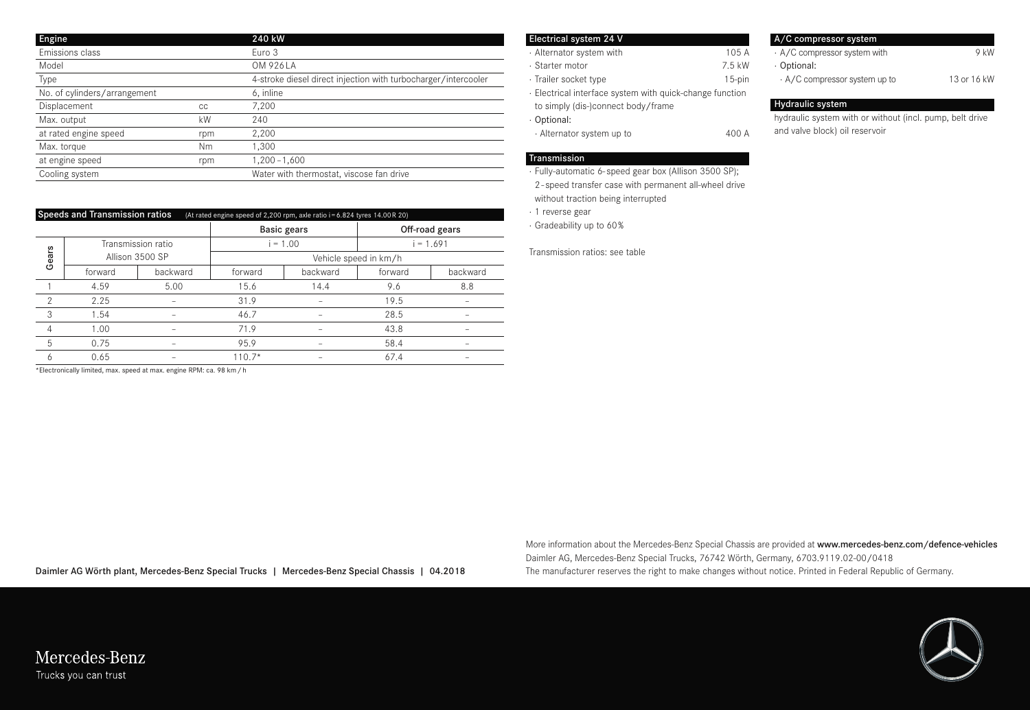| Engine | | 240 kW |
|---|---|---|
| Emissions class | | Euro 3 |
| Model | | OM 926 LA |
| Type | | 4-stroke diesel direct injection with turbocharger/intercooler |
| No. of cylinders/arrangement | | 6, inline |
| Displacement | cc | 7,200 |
| Max. output | kW | 240 |
| at rated engine speed | rpm | 2,200 |
| Max. torque | Nm | 1,300 |
| at engine speed | rpm | 1,200 – 1,600 |
| Cooling system | | Water with thermostat, viscose fan drive |

**Speeds and Transmission ratios** (At rated engine speed of 2,200 rpm, axle ratio i = 6.824 tyres 14.00 R 20)

| Gears | Transmission ratio Allison 3500 SP | | Basic gears i = 1.00 | | Off-road gears i = 1.691 | |
|---|---|---|---|---|---|---|
| | | | Vehicle speed in km/h | | | |
| | forward | backward | forward | backward | forward | backward |
| 1 | 4.59 | 5.00 | 15.6 | 14.4 | 9.6 | 8.8 |
| 2 | 2.25 | – | 31.9 | – | 19.5 | – |
| 3 | 1.54 | – | 46.7 | – | 28.5 | – |
| 4 | 1.00 | – | 71.9 | – | 43.8 | – |
| 5 | 0.75 | – | 95.9 | – | 58.4 | – |
| 6 | 0.65 | – | 110.7* | – | 67.4 | – |

*Electronically limited, max. speed at max. engine RPM: ca. 98 km / h

### Electrical system 24 V

- Alternator system with 105 A
- Starter motor 7.5 kW
- Trailer socket type 15-pin
- Electrical interface system with quick-change function to simply (dis-)connect body/frame
- Optional:
  - Alternator system up to 400 A

### Transmission

- Fully-automatic 6-speed gear box (Allison 3500 SP); 2-speed transfer case with permanent all-wheel drive without traction being interrupted
- 1 reverse gear
- Gradeability up to 60%

Transmission ratios: see table

### A/C compressor system

- A/C compressor system with 9 kW
- Optional:
  - A/C compressor system up to 13 or 16 kW

### Hydraulic system

hydraulic system with or without (incl. pump, belt drive and valve block) oil reservoir

Daimler AG Wörth plant, Mercedes-Benz Special Trucks | Mercedes-Benz Special Chassis | 04.2018

More information about the Mercedes-Benz Special Chassis are provided at **www.mercedes-benz.com/defence-vehicles**
Daimler AG, Mercedes-Benz Special Trucks, 76742 Wörth, Germany, 6703.9119.02-00/0418
The manufacturer reserves the right to make changes without notice. Printed in Federal Republic of Germany.

Mercedes-Benz
Trucks you can trust